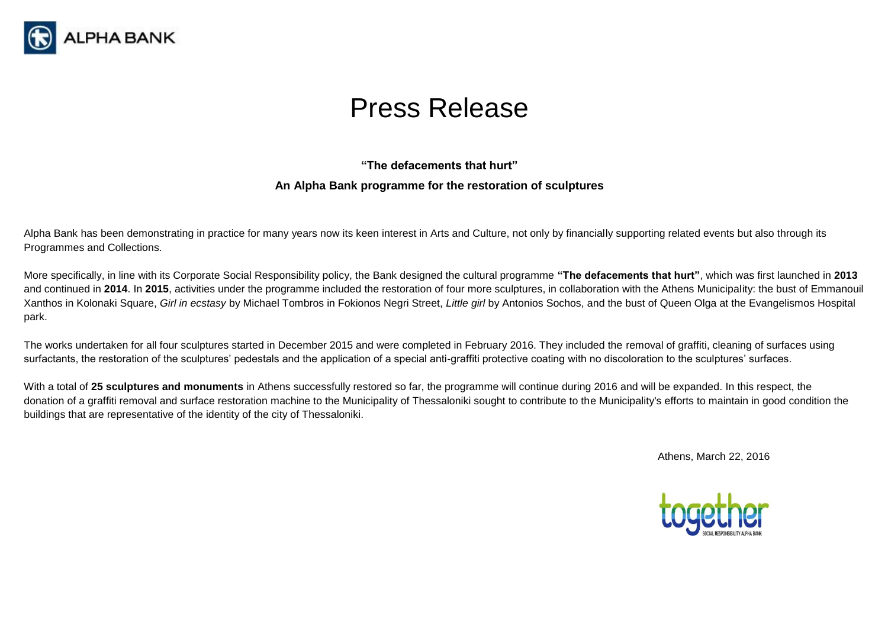# Press Release

**"The defacements that hurt"**

**An Alpha Bank programme for the restoration of sculptures**

Alpha Bank has been demonstrating in practice for many years now its keen interest in Arts and Culture, not only by financially supporting related events but also through its Programmes and Collections.

More specifically, in line with its Corporate Social Responsibility policy, the Bank designed the cultural programme **"The defacements that hurt"**, which was first launched in **2013** and continued in **2014**. In **2015**, activities under the programme included the restoration of four more sculptures, in collaboration with the Athens Municipality: the bust of Emmanouil Xanthos in Kolonaki Square, *Girl in ecstasy* by Michael Tombros in Fokionos Negri Street, *Little girl* by Antonios Sochos, and the bust of Queen Olga at the Evangelismos Hospital park.

The works undertaken for all four sculptures started in December 2015 and were completed in February 2016. They included the removal of graffiti, cleaning of surfaces using surfactants, the restoration of the sculptures' pedestals and the application of a special anti-graffiti protective coating with no discoloration to the sculptures' surfaces.

With a total of **25 sculptures and monuments** in Athens successfully restored so far, the programme will continue during 2016 and will be expanded. In this respect, the donation of a graffiti removal and surface restoration machine to the Municipality of Thessaloniki sought to contribute to the Municipality's efforts to maintain in good condition the buildings that are representative of the identity of the city of Thessaloniki.

Athens, March 22, 2016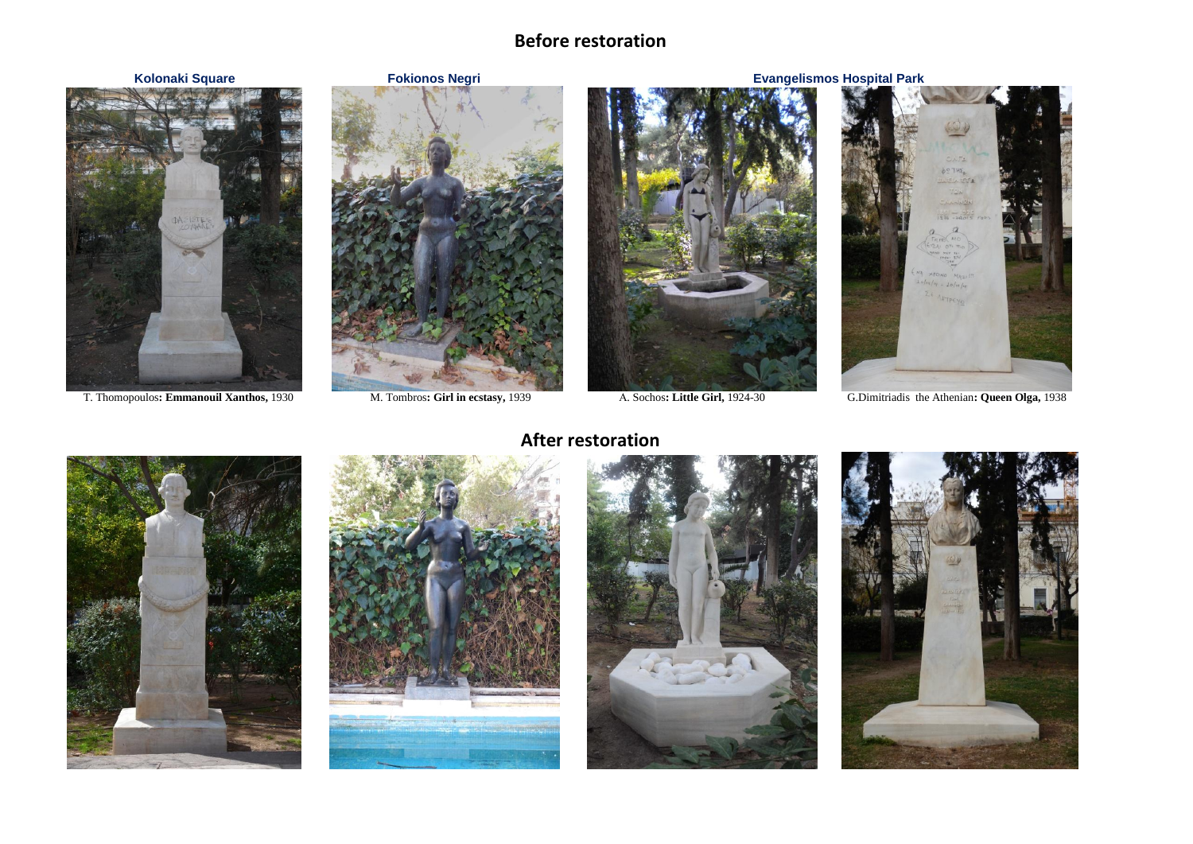## Before restoration

**Kolonaki Square** — **Fokionos Negri** — **Evangelismos Hospital Park**

T. Thomopoulos**: Emmanouil Xanthos,** 1930

M. Tombros**: Girl in ecstasy,** 1939

A. Sochos**: Little Girl,** 1924-30

G.Dimitriadis the Athenian**: Queen Olga,** 1938

## After restoration